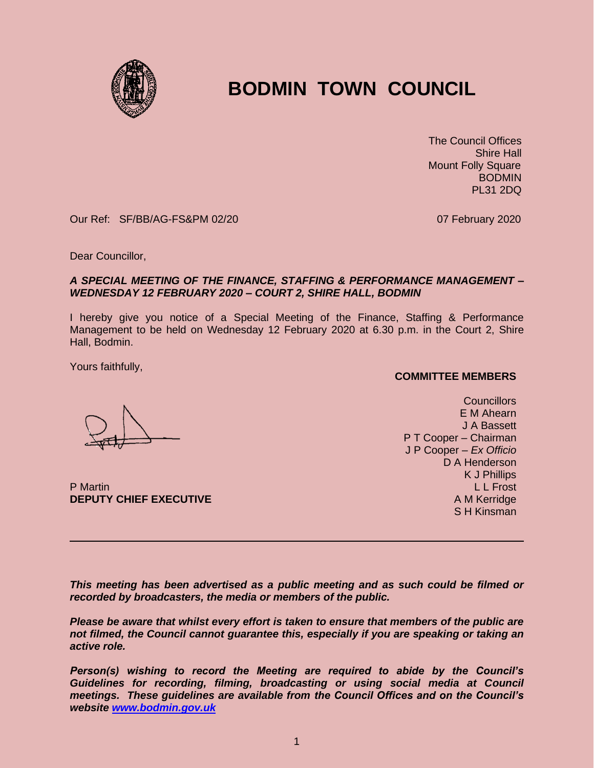# BODMIN TOWN COUNCIL

The Council Offices
Shire Hall
Mount Folly Square
BODMIN
PL31 2DQ

Our Ref: SF/BB/AG-FS&PM 02/20

07 February 2020

Dear Councillor,

***A SPECIAL MEETING OF THE FINANCE, STAFFING & PERFORMANCE MANAGEMENT – WEDNESDAY 12 FEBRUARY 2020 – COURT 2, SHIRE HALL, BODMIN***

I hereby give you notice of a Special Meeting of the Finance, Staffing & Performance Management to be held on Wednesday 12 February 2020 at 6.30 p.m. in the Court 2, Shire Hall, Bodmin.

Yours faithfully,

P Martin
**DEPUTY CHIEF EXECUTIVE**

**COMMITTEE MEMBERS**

Councillors
E M Ahearn
J A Bassett
P T Cooper – Chairman
J P Cooper – *Ex Officio*
D A Henderson
K J Phillips
L L Frost
A M Kerridge
S H Kinsman

---

***This meeting has been advertised as a public meeting and as such could be filmed or recorded by broadcasters, the media or members of the public.***

***Please be aware that whilst every effort is taken to ensure that members of the public are not filmed, the Council cannot guarantee this, especially if you are speaking or taking an active role.***

***Person(s) wishing to record the Meeting are required to abide by the Council's Guidelines for recording, filming, broadcasting or using social media at Council meetings. These guidelines are available from the Council Offices and on the Council's website [www.bodmin.gov.uk](www.bodmin.gov.uk)***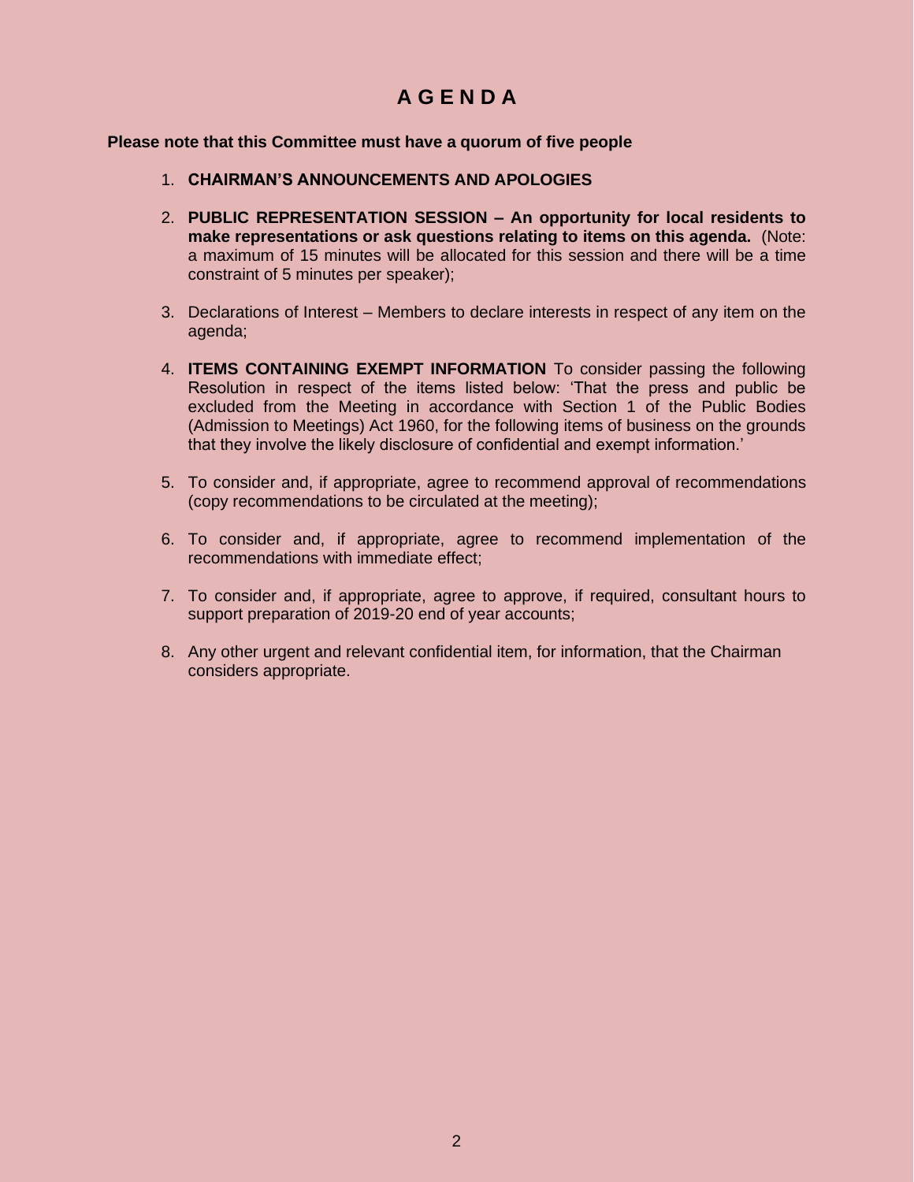# A G E N D A

**Please note that this Committee must have a quorum of five people**

1. **CHAIRMAN'S ANNOUNCEMENTS AND APOLOGIES**

2. **PUBLIC REPRESENTATION SESSION – An opportunity for local residents to make representations or ask questions relating to items on this agenda.** (Note: a maximum of 15 minutes will be allocated for this session and there will be a time constraint of 5 minutes per speaker);

3. Declarations of Interest – Members to declare interests in respect of any item on the agenda;

4. **ITEMS CONTAINING EXEMPT INFORMATION** To consider passing the following Resolution in respect of the items listed below: 'That the press and public be excluded from the Meeting in accordance with Section 1 of the Public Bodies (Admission to Meetings) Act 1960, for the following items of business on the grounds that they involve the likely disclosure of confidential and exempt information.'

5. To consider and, if appropriate, agree to recommend approval of recommendations (copy recommendations to be circulated at the meeting);

6. To consider and, if appropriate, agree to recommend implementation of the recommendations with immediate effect;

7. To consider and, if appropriate, agree to approve, if required, consultant hours to support preparation of 2019-20 end of year accounts;

8. Any other urgent and relevant confidential item, for information, that the Chairman considers appropriate.